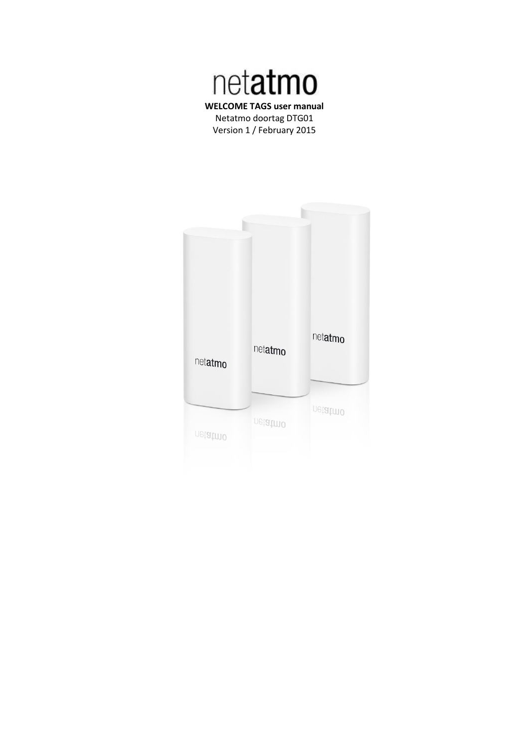# netatmo

**WELCOME TAGS user manual**

Netatmo doortag DTG01

Version 1 / February 2015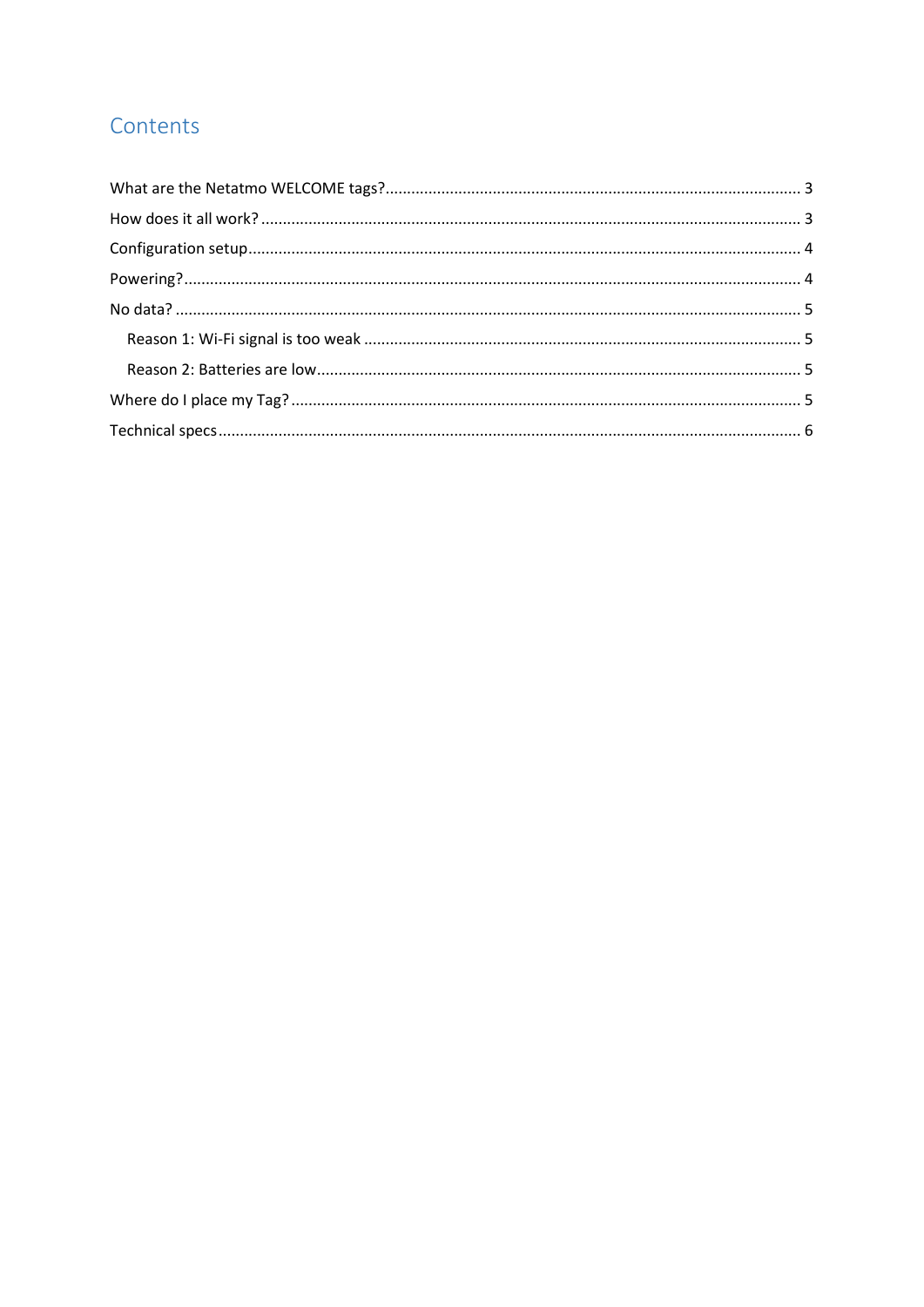# Contents

What are the Netatmo WELCOME tags? ..... 3

How does it all work? ..... 3

Configuration setup ..... 4

Powering? ..... 4

No data? ..... 5

- Reason 1: Wi-Fi signal is too weak ..... 5
- Reason 2: Batteries are low ..... 5

Where do I place my Tag? ..... 5

Technical specs ..... 6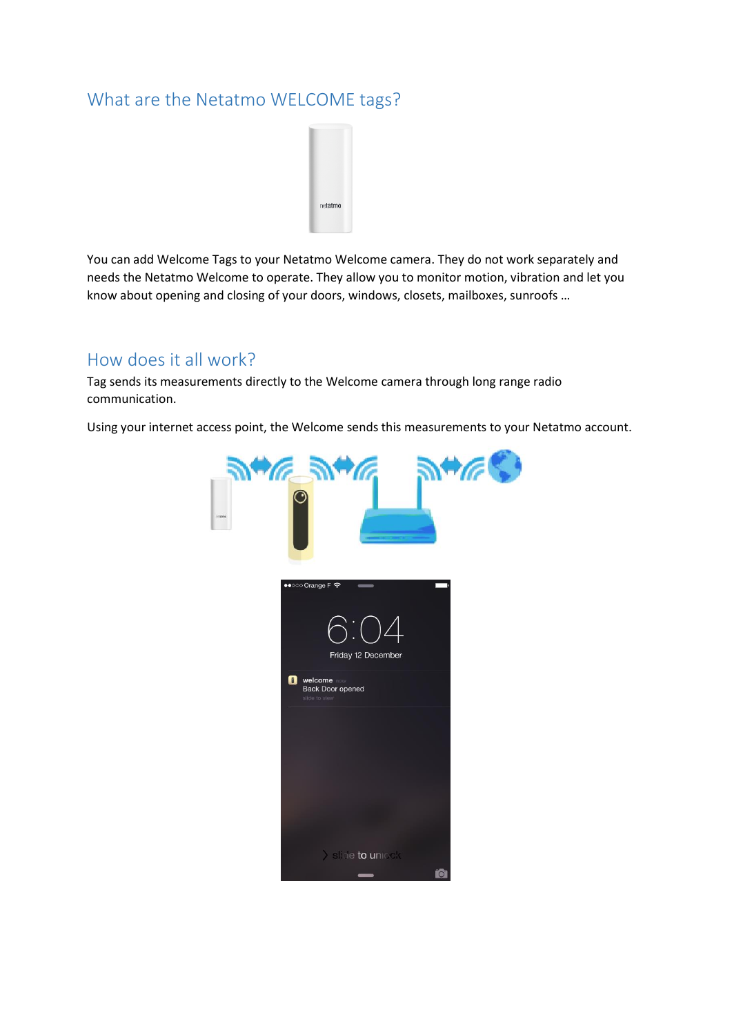## What are the Netatmo WELCOME tags?

You can add Welcome Tags to your Netatmo Welcome camera. They do not work separately and needs the Netatmo Welcome to operate. They allow you to monitor motion, vibration and let you know about opening and closing of your doors, windows, closets, mailboxes, sunroofs …

## How does it all work?

Tag sends its measurements directly to the Welcome camera through long range radio communication.

Using your internet access point, the Welcome sends this measurements to your Netatmo account.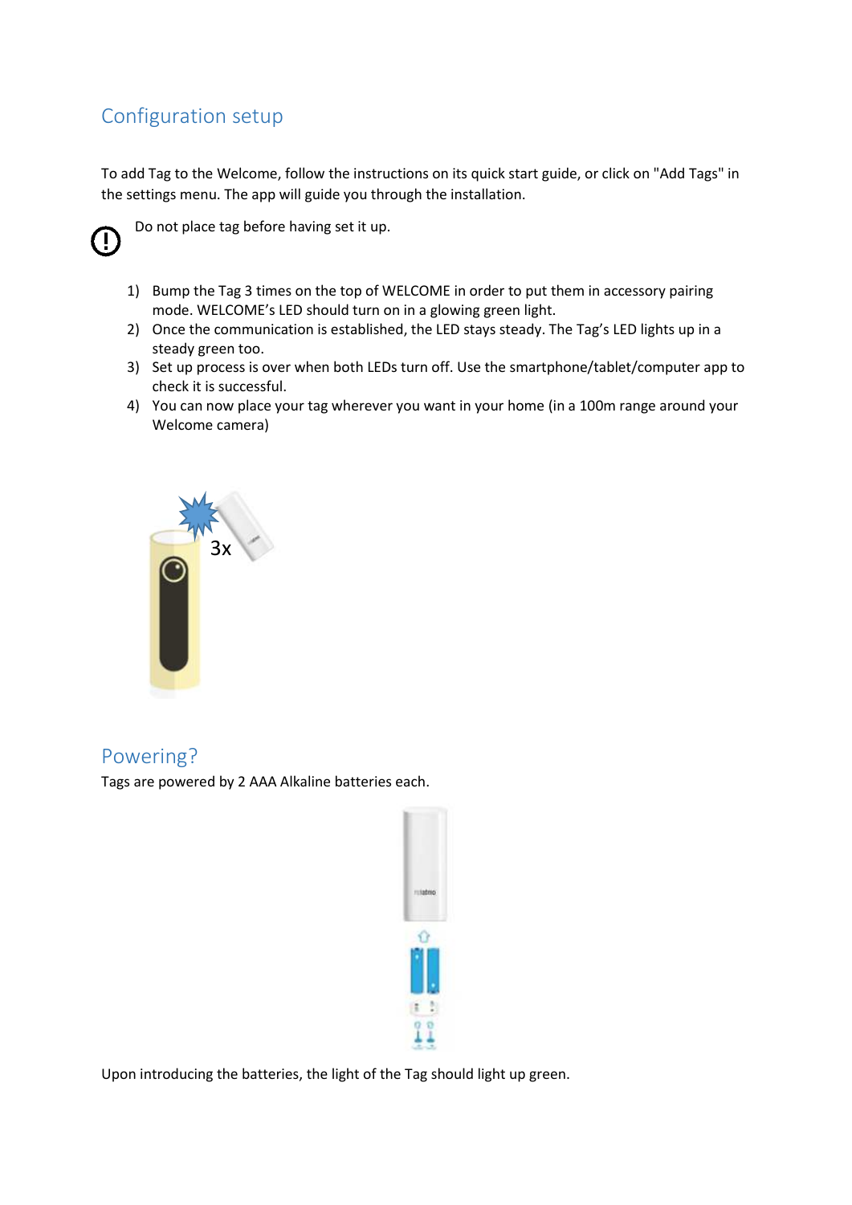## Configuration setup

To add Tag to the Welcome, follow the instructions on its quick start guide, or click on "Add Tags" in the settings menu. The app will guide you through the installation.

Do not place tag before having set it up.

1) Bump the Tag 3 times on the top of WELCOME in order to put them in accessory pairing mode. WELCOME's LED should turn on in a glowing green light.
2) Once the communication is established, the LED stays steady. The Tag's LED lights up in a steady green too.
3) Set up process is over when both LEDs turn off. Use the smartphone/tablet/computer app to check it is successful.
4) You can now place your tag wherever you want in your home (in a 100m range around your Welcome camera)

## Powering?

Tags are powered by 2 AAA Alkaline batteries each.

Upon introducing the batteries, the light of the Tag should light up green.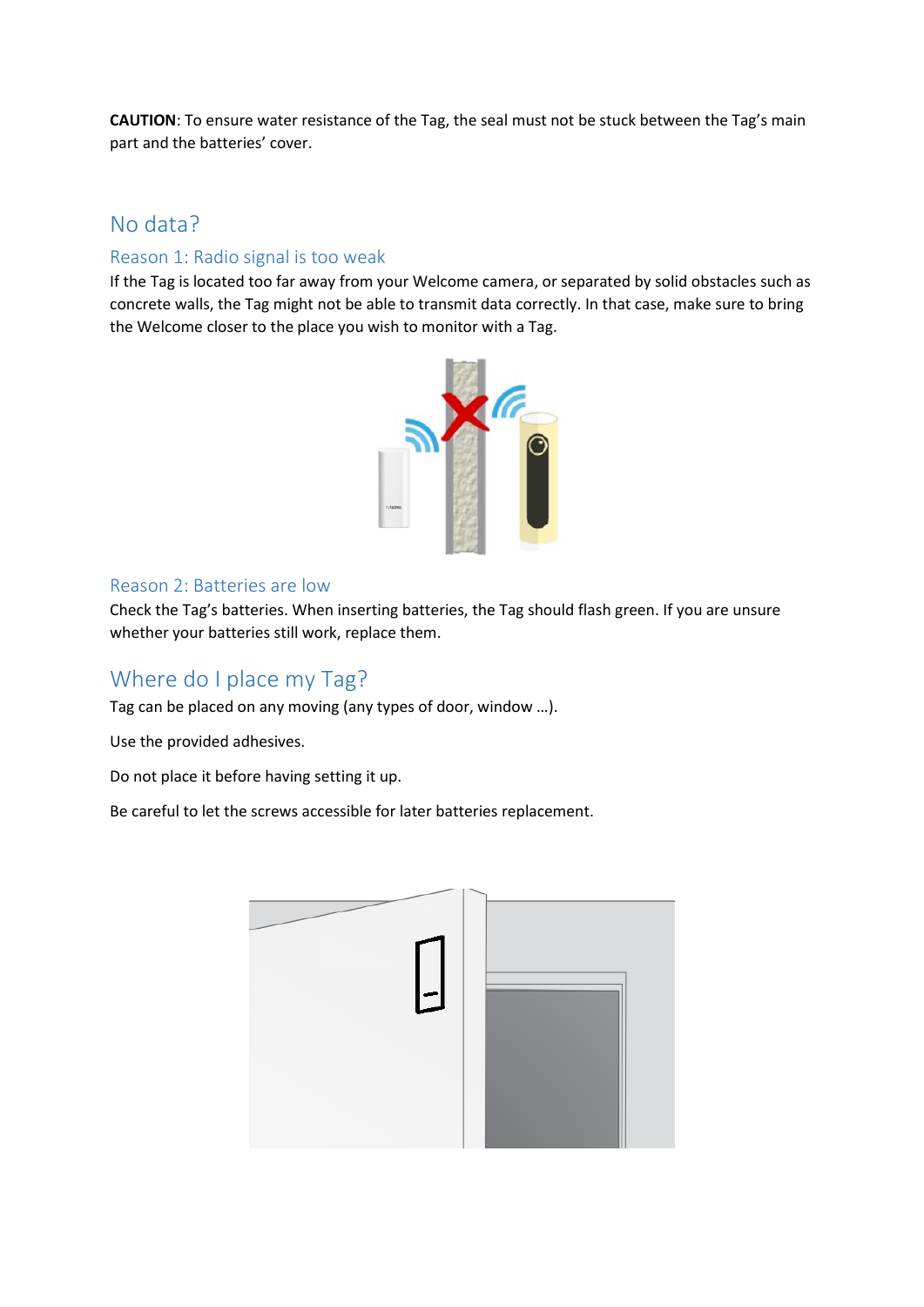**CAUTION**: To ensure water resistance of the Tag, the seal must not be stuck between the Tag's main part and the batteries' cover.

# No data?

## Reason 1: Radio signal is too weak

If the Tag is located too far away from your Welcome camera, or separated by solid obstacles such as concrete walls, the Tag might not be able to transmit data correctly. In that case, make sure to bring the Welcome closer to the place you wish to monitor with a Tag.

## Reason 2: Batteries are low

Check the Tag's batteries. When inserting batteries, the Tag should flash green. If you are unsure whether your batteries still work, replace them.

# Where do I place my Tag?

Tag can be placed on any moving (any types of door, window …).

Use the provided adhesives.

Do not place it before having setting it up.

Be careful to let the screws accessible for later batteries replacement.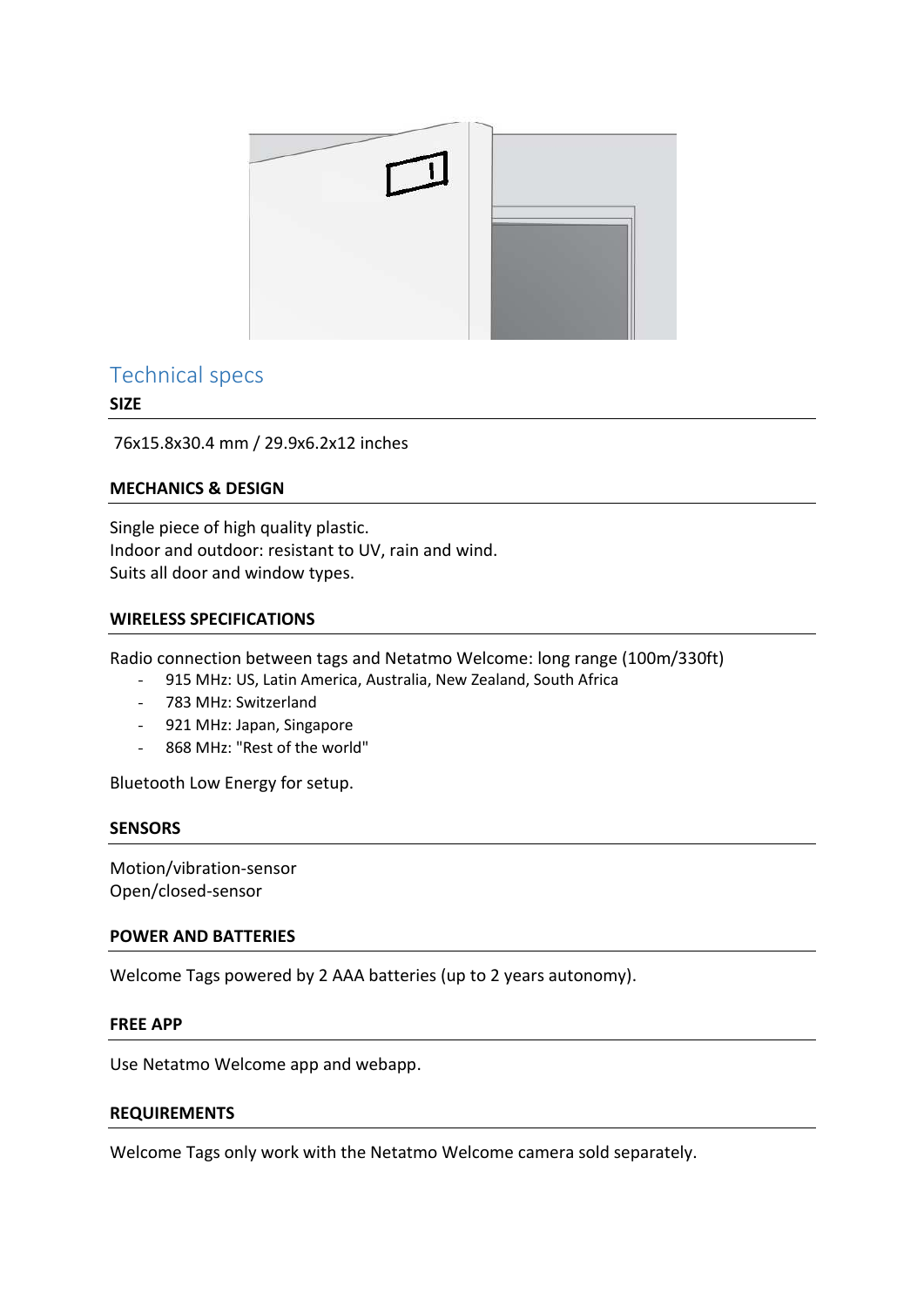## Technical specs

**SIZE**

76x15.8x30.4 mm / 29.9x6.2x12 inches

**MECHANICS & DESIGN**

Single piece of high quality plastic.
Indoor and outdoor: resistant to UV, rain and wind.
Suits all door and window types.

**WIRELESS SPECIFICATIONS**

Radio connection between tags and Netatmo Welcome: long range (100m/330ft)

- 915 MHz: US, Latin America, Australia, New Zealand, South Africa
- 783 MHz: Switzerland
- 921 MHz: Japan, Singapore
- 868 MHz: "Rest of the world"

Bluetooth Low Energy for setup.

**SENSORS**

Motion/vibration-sensor
Open/closed-sensor

**POWER AND BATTERIES**

Welcome Tags powered by 2 AAA batteries (up to 2 years autonomy).

**FREE APP**

Use Netatmo Welcome app and webapp.

**REQUIREMENTS**

Welcome Tags only work with the Netatmo Welcome camera sold separately.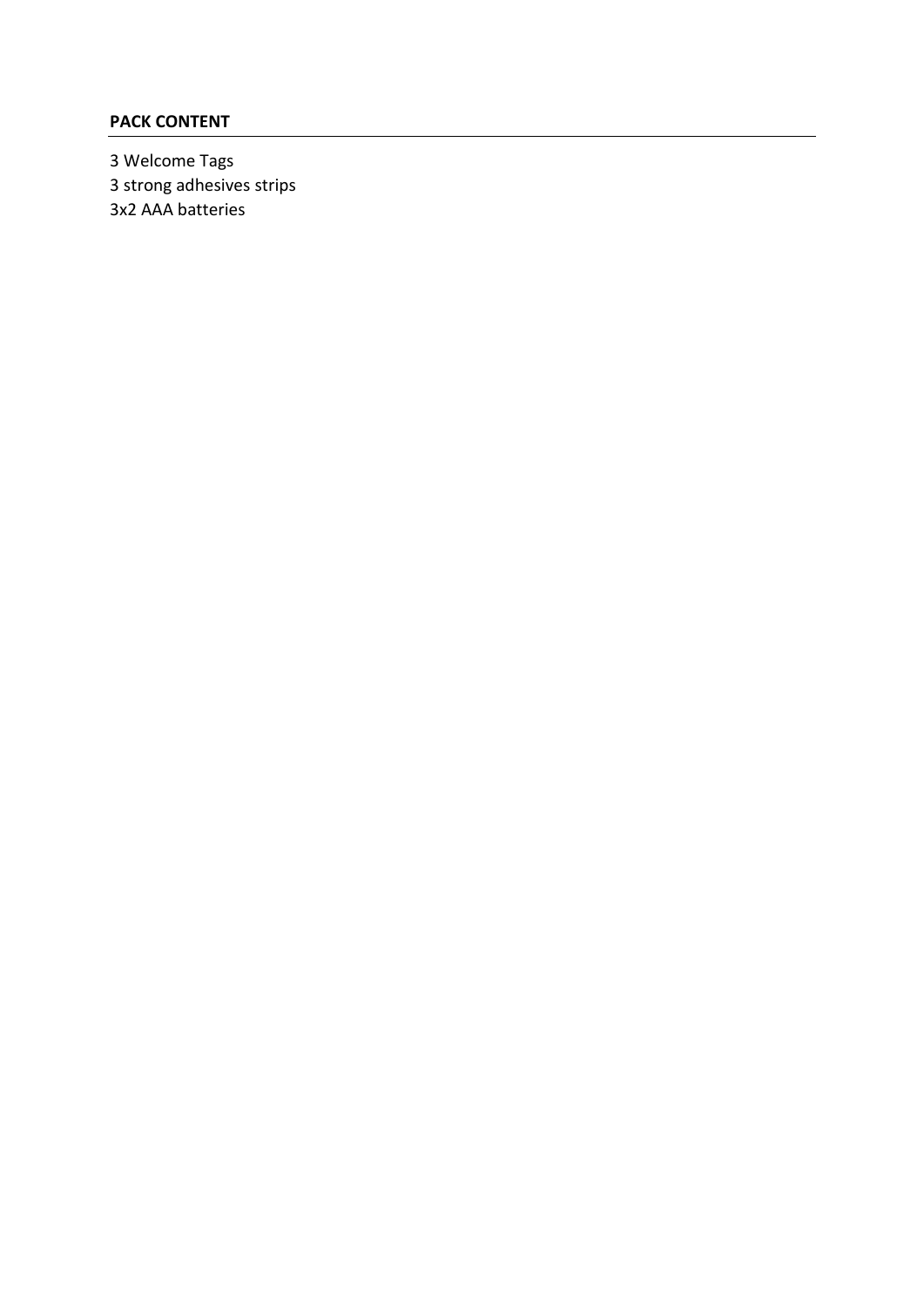**PACK CONTENT**

3 Welcome Tags
3 strong adhesives strips
3x2 AAA batteries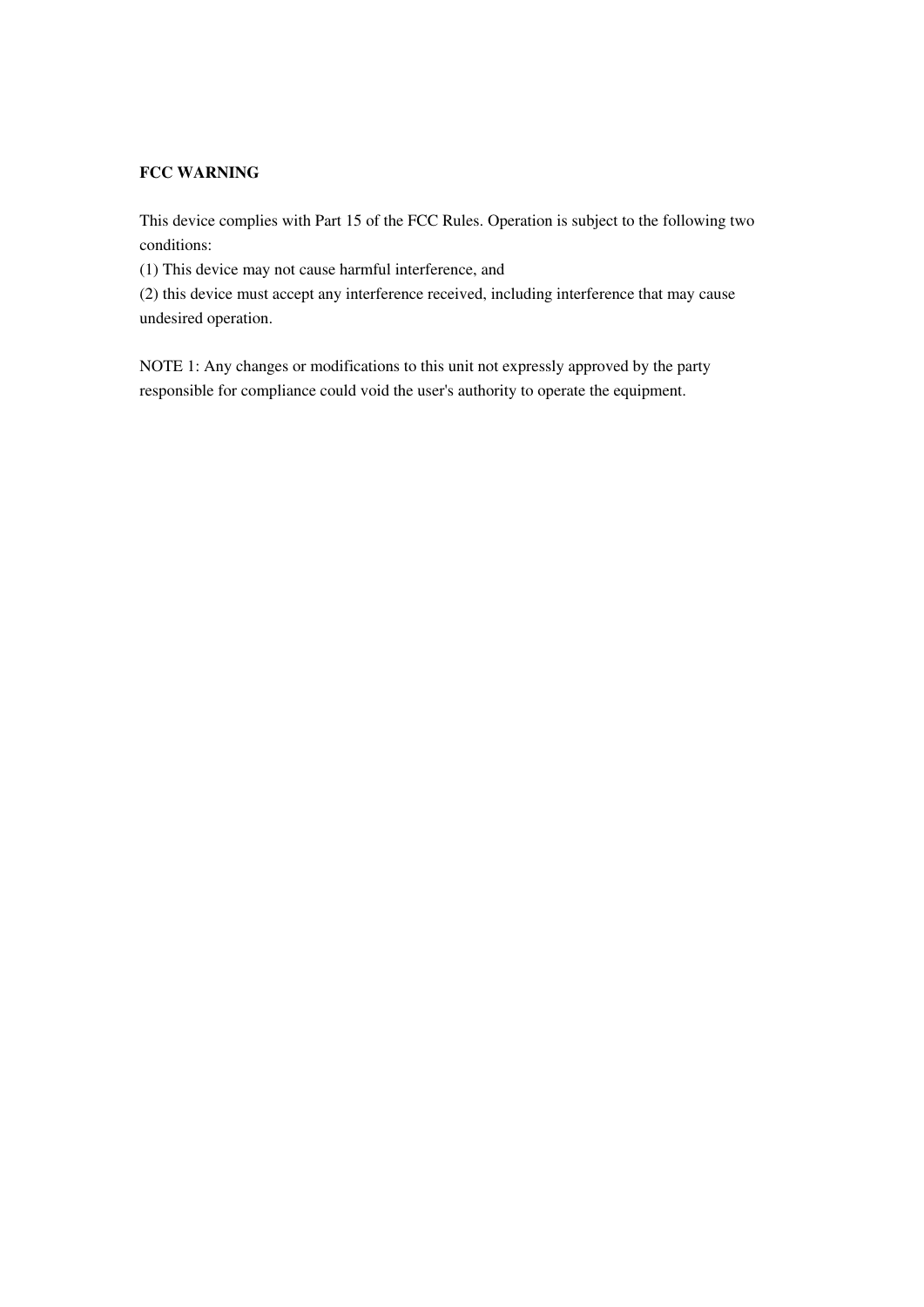**FCC WARNING**

This device complies with Part 15 of the FCC Rules. Operation is subject to the following two conditions:

(1) This device may not cause harmful interference, and

(2) this device must accept any interference received, including interference that may cause undesired operation.

NOTE 1: Any changes or modifications to this unit not expressly approved by the party responsible for compliance could void the user's authority to operate the equipment.